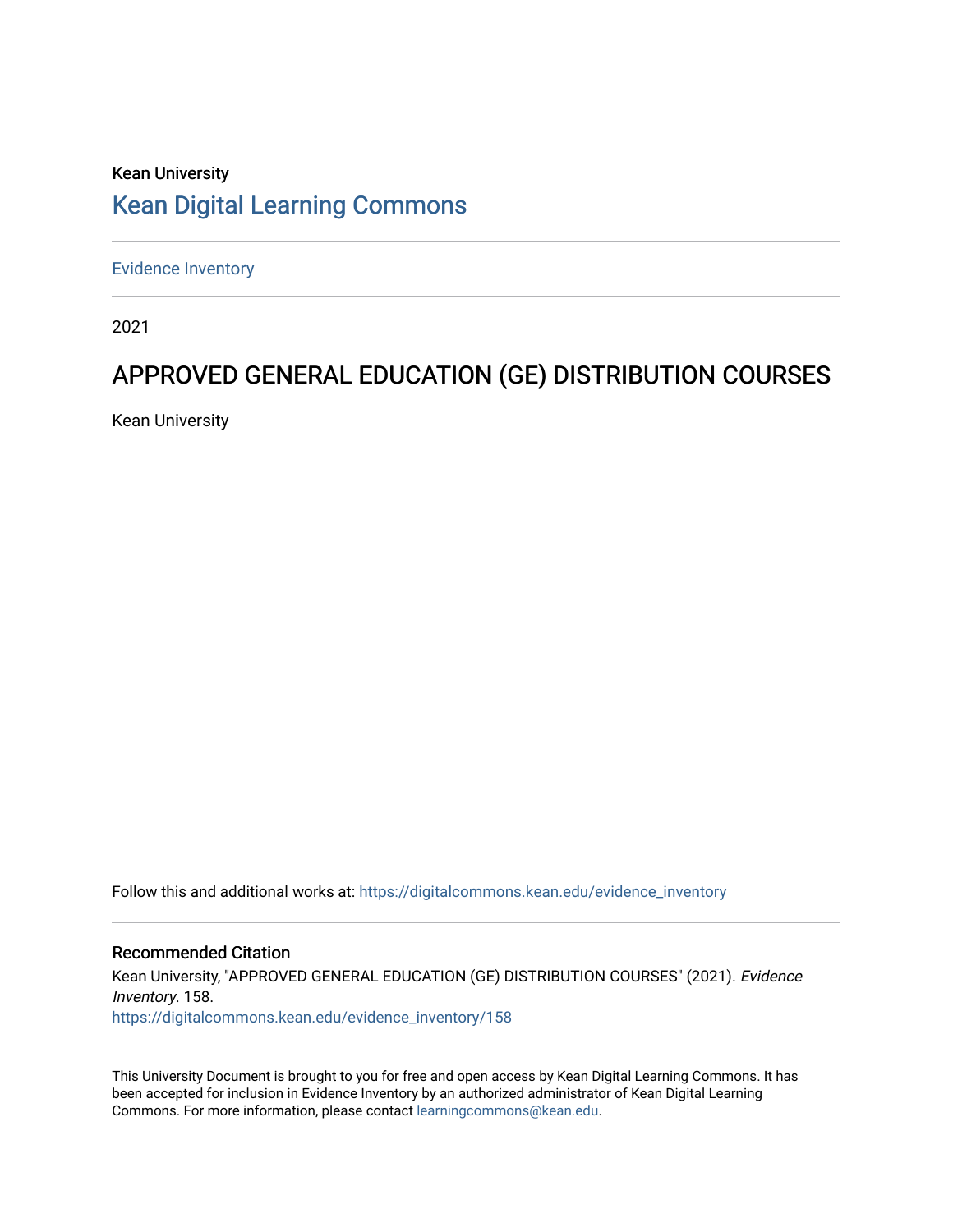Kean University

# Kean Digital Learning Commons

Evidence Inventory

2021

## APPROVED GENERAL EDUCATION (GE) DISTRIBUTION COURSES

Kean University

Follow this and additional works at: https://digitalcommons.kean.edu/evidence_inventory

### Recommended Citation

Kean University, "APPROVED GENERAL EDUCATION (GE) DISTRIBUTION COURSES" (2021). *Evidence Inventory*. 158.
https://digitalcommons.kean.edu/evidence_inventory/158

This University Document is brought to you for free and open access by Kean Digital Learning Commons. It has been accepted for inclusion in Evidence Inventory by an authorized administrator of Kean Digital Learning Commons. For more information, please contact learningcommons@kean.edu.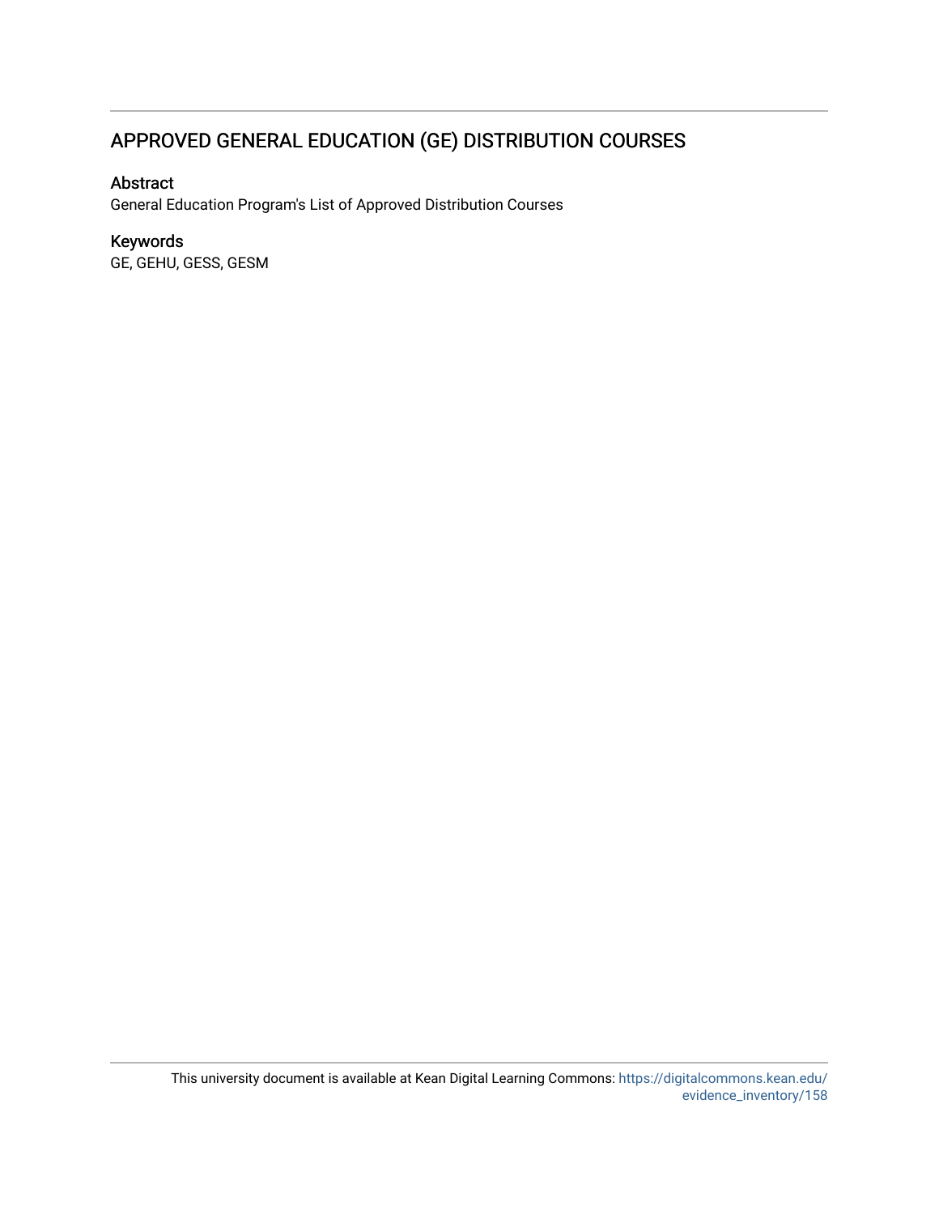# APPROVED GENERAL EDUCATION (GE) DISTRIBUTION COURSES

## Abstract

General Education Program's List of Approved Distribution Courses

## Keywords

GE, GEHU, GESS, GESM

This university document is available at Kean Digital Learning Commons: https://digitalcommons.kean.edu/evidence_inventory/158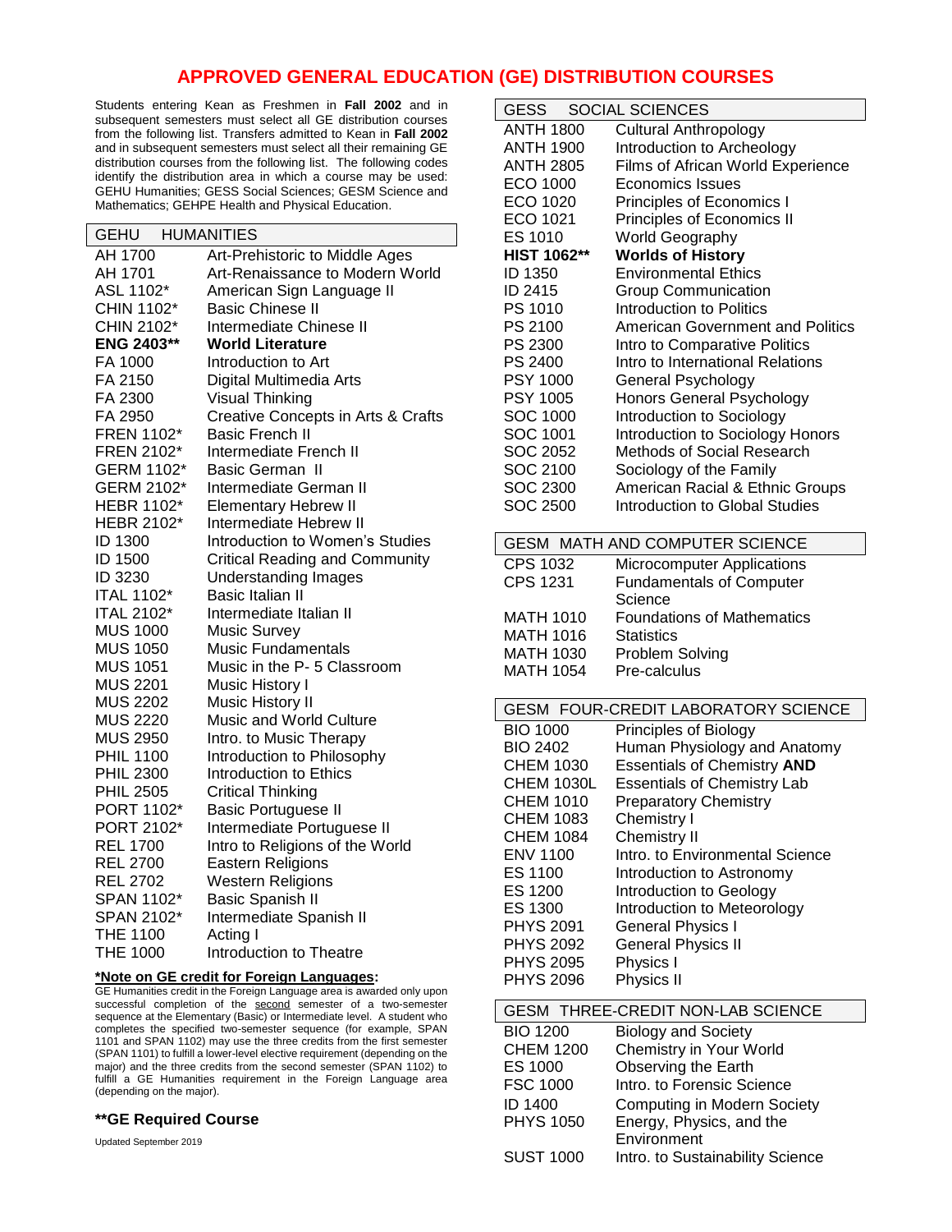# APPROVED GENERAL EDUCATION (GE) DISTRIBUTION COURSES

Students entering Kean as Freshmen in **Fall 2002** and in subsequent semesters must select all GE distribution courses from the following list. Transfers admitted to Kean in **Fall 2002** and in subsequent semesters must select all their remaining GE distribution courses from the following list. The following codes identify the distribution area in which a course may be used: GEHU Humanities; GESS Social Sciences; GESM Science and Mathematics; GEHPE Health and Physical Education.

## GEHU HUMANITIES

| | |
|---|---|
| AH 1700 | Art-Prehistoric to Middle Ages |
| AH 1701 | Art-Renaissance to Modern World |
| ASL 1102* | American Sign Language II |
| CHIN 1102* | Basic Chinese II |
| CHIN 2102* | Intermediate Chinese II |
| **ENG 2403**** | **World Literature** |
| FA 1000 | Introduction to Art |
| FA 2150 | Digital Multimedia Arts |
| FA 2300 | Visual Thinking |
| FA 2950 | Creative Concepts in Arts & Crafts |
| FREN 1102* | Basic French II |
| FREN 2102* | Intermediate French II |
| GERM 1102* | Basic German II |
| GERM 2102* | Intermediate German II |
| HEBR 1102* | Elementary Hebrew II |
| HEBR 2102* | Intermediate Hebrew II |
| ID 1300 | Introduction to Women's Studies |
| ID 1500 | Critical Reading and Community |
| ID 3230 | Understanding Images |
| ITAL 1102* | Basic Italian II |
| ITAL 2102* | Intermediate Italian II |
| MUS 1000 | Music Survey |
| MUS 1050 | Music Fundamentals |
| MUS 1051 | Music in the P- 5 Classroom |
| MUS 2201 | Music History I |
| MUS 2202 | Music History II |
| MUS 2220 | Music and World Culture |
| MUS 2950 | Intro. to Music Therapy |
| PHIL 1100 | Introduction to Philosophy |
| PHIL 2300 | Introduction to Ethics |
| PHIL 2505 | Critical Thinking |
| PORT 1102* | Basic Portuguese II |
| PORT 2102* | Intermediate Portuguese II |
| REL 1700 | Intro to Religions of the World |
| REL 2700 | Eastern Religions |
| REL 2702 | Western Religions |
| SPAN 1102* | Basic Spanish II |
| SPAN 2102* | Intermediate Spanish II |
| THE 1100 | Acting I |
| THE 1000 | Introduction to Theatre |

**<u>*Note on GE credit for Foreign Languages</u>:**
GE Humanities credit in the Foreign Language area is awarded only upon successful completion of the <u>second</u> semester of a two-semester sequence at the Elementary (Basic) or Intermediate level. A student who completes the specified two-semester sequence (for example, SPAN 1101 and SPAN 1102) may use the three credits from the first semester (SPAN 1101) to fulfill a lower-level elective requirement (depending on the major) and the three credits from the second semester (SPAN 1102) to fulfill a GE Humanities requirement in the Foreign Language area (depending on the major).

### **GE Required Course

Updated September 2019

## GESS SOCIAL SCIENCES

| | |
|---|---|
| ANTH 1800 | Cultural Anthropology |
| ANTH 1900 | Introduction to Archeology |
| ANTH 2805 | Films of African World Experience |
| ECO 1000 | Economics Issues |
| ECO 1020 | Principles of Economics I |
| ECO 1021 | Principles of Economics II |
| ES 1010 | World Geography |
| **HIST 1062**** | **Worlds of History** |
| ID 1350 | Environmental Ethics |
| ID 2415 | Group Communication |
| PS 1010 | Introduction to Politics |
| PS 2100 | American Government and Politics |
| PS 2300 | Intro to Comparative Politics |
| PS 2400 | Intro to International Relations |
| PSY 1000 | General Psychology |
| PSY 1005 | Honors General Psychology |
| SOC 1000 | Introduction to Sociology |
| SOC 1001 | Introduction to Sociology Honors |
| SOC 2052 | Methods of Social Research |
| SOC 2100 | Sociology of the Family |
| SOC 2300 | American Racial & Ethnic Groups |
| SOC 2500 | Introduction to Global Studies |

## GESM MATH AND COMPUTER SCIENCE

| | |
|---|---|
| CPS 1032 | Microcomputer Applications |
| CPS 1231 | Fundamentals of Computer Science |
| MATH 1010 | Foundations of Mathematics |
| MATH 1016 | Statistics |
| MATH 1030 | Problem Solving |
| MATH 1054 | Pre-calculus |

## GESM FOUR-CREDIT LABORATORY SCIENCE

| | |
|---|---|
| BIO 1000 | Principles of Biology |
| BIO 2402 | Human Physiology and Anatomy |
| CHEM 1030 | Essentials of Chemistry **AND** |
| CHEM 1030L | Essentials of Chemistry Lab |
| CHEM 1010 | Preparatory Chemistry |
| CHEM 1083 | Chemistry I |
| CHEM 1084 | Chemistry II |
| ENV 1100 | Intro. to Environmental Science |
| ES 1100 | Introduction to Astronomy |
| ES 1200 | Introduction to Geology |
| ES 1300 | Introduction to Meteorology |
| PHYS 2091 | General Physics I |
| PHYS 2092 | General Physics II |
| PHYS 2095 | Physics I |
| PHYS 2096 | Physics II |

## GESM THREE-CREDIT NON-LAB SCIENCE

| | |
|---|---|
| BIO 1200 | Biology and Society |
| CHEM 1200 | Chemistry in Your World |
| ES 1000 | Observing the Earth |
| FSC 1000 | Intro. to Forensic Science |
| ID 1400 | Computing in Modern Society |
| PHYS 1050 | Energy, Physics, and the Environment |
| SUST 1000 | Intro. to Sustainability Science |